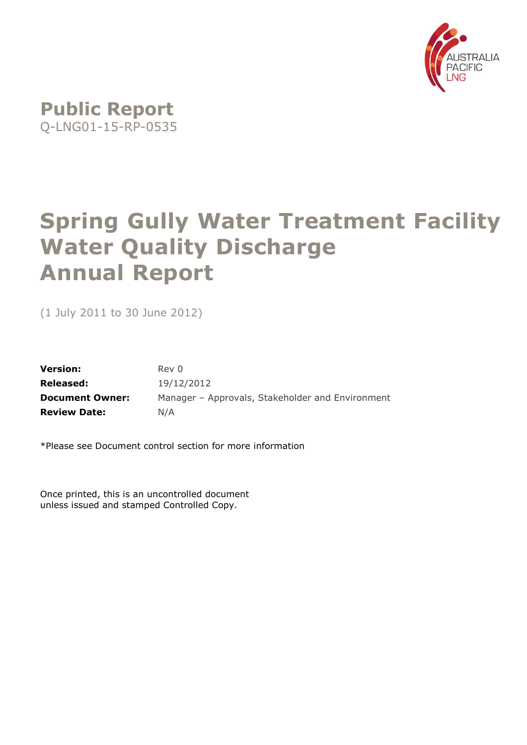AUSTRALIA PACIFIC LNG

# Public Report

Q-LNG01-15-RP-0535

# Spring Gully Water Treatment Facility Water Quality Discharge Annual Report

(1 July 2011 to 30 June 2012)

**Version:** Rev 0

**Released:** 19/12/2012

**Document Owner:** Manager – Approvals, Stakeholder and Environment

**Review Date:** N/A

*Please see Document control section for more information

Once printed, this is an uncontrolled document unless issued and stamped Controlled Copy.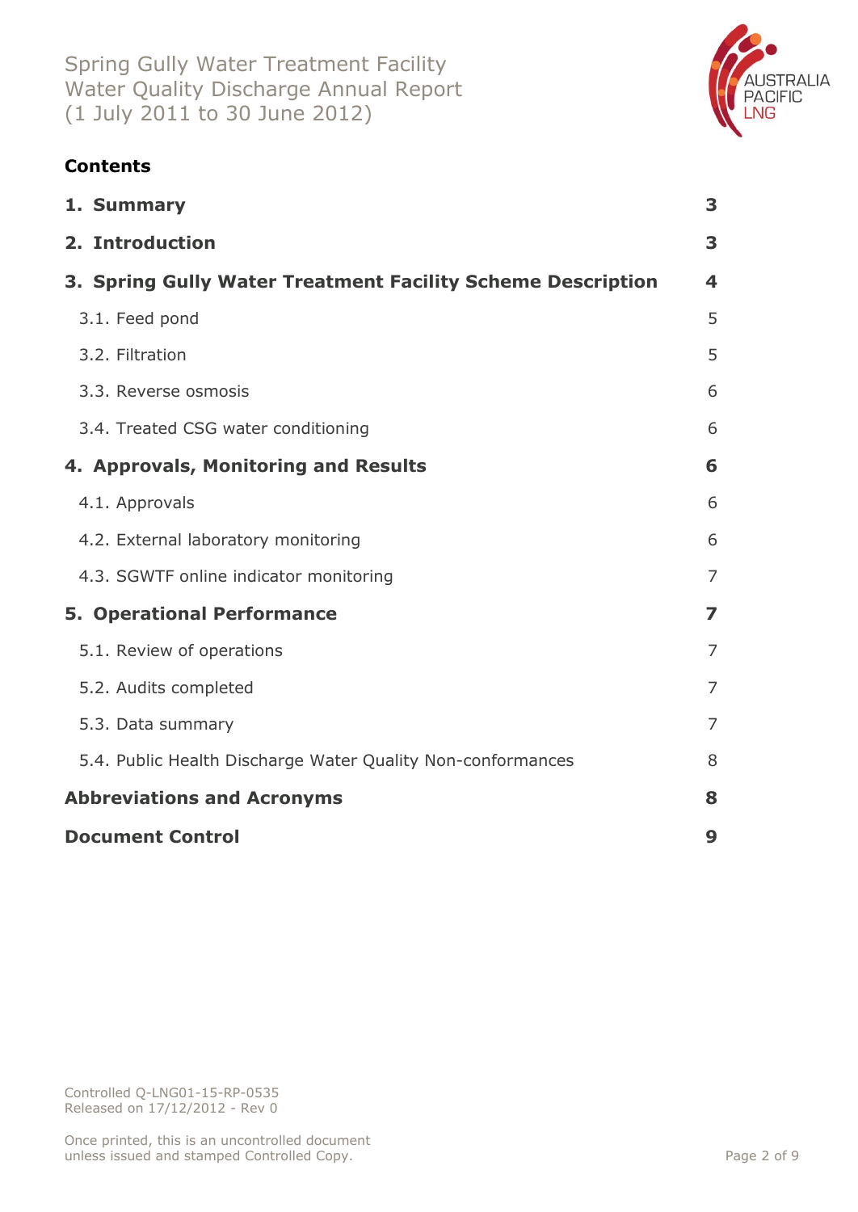## Contents

| | |
|---|---|
| **1. Summary** | **3** |
| **2. Introduction** | **3** |
| **3. Spring Gully Water Treatment Facility Scheme Description** | **4** |
| 3.1. Feed pond | 5 |
| 3.2. Filtration | 5 |
| 3.3. Reverse osmosis | 6 |
| 3.4. Treated CSG water conditioning | 6 |
| **4. Approvals, Monitoring and Results** | **6** |
| 4.1. Approvals | 6 |
| 4.2. External laboratory monitoring | 6 |
| 4.3. SGWTF online indicator monitoring | 7 |
| **5. Operational Performance** | **7** |
| 5.1. Review of operations | 7 |
| 5.2. Audits completed | 7 |
| 5.3. Data summary | 7 |
| 5.4. Public Health Discharge Water Quality Non-conformances | 8 |
| **Abbreviations and Acronyms** | **8** |
| **Document Control** | **9** |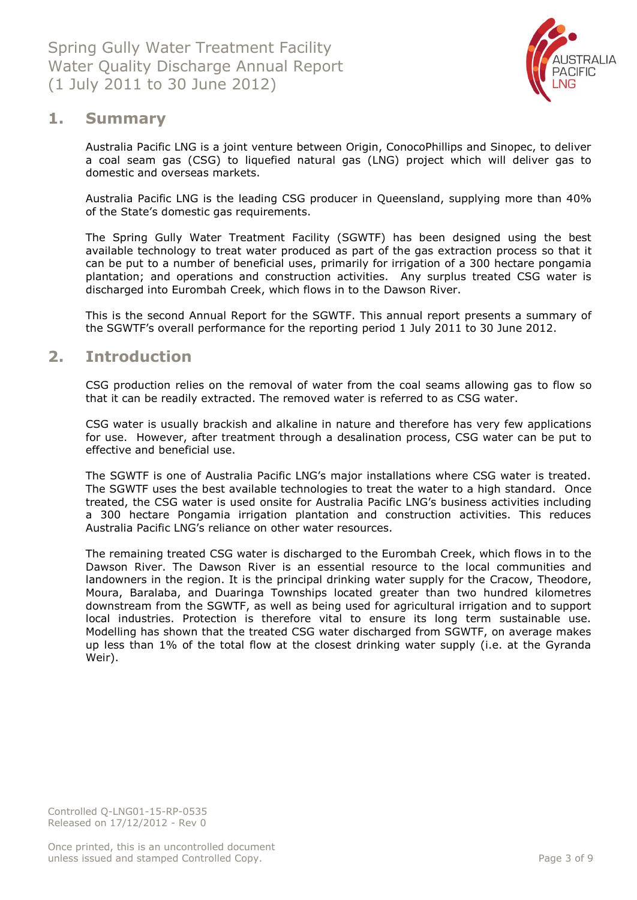## 1. Summary

Australia Pacific LNG is a joint venture between Origin, ConocoPhillips and Sinopec, to deliver a coal seam gas (CSG) to liquefied natural gas (LNG) project which will deliver gas to domestic and overseas markets.

Australia Pacific LNG is the leading CSG producer in Queensland, supplying more than 40% of the State's domestic gas requirements.

The Spring Gully Water Treatment Facility (SGWTF) has been designed using the best available technology to treat water produced as part of the gas extraction process so that it can be put to a number of beneficial uses, primarily for irrigation of a 300 hectare pongamia plantation; and operations and construction activities. Any surplus treated CSG water is discharged into Eurombah Creek, which flows in to the Dawson River.

This is the second Annual Report for the SGWTF. This annual report presents a summary of the SGWTF's overall performance for the reporting period 1 July 2011 to 30 June 2012.

## 2. Introduction

CSG production relies on the removal of water from the coal seams allowing gas to flow so that it can be readily extracted. The removed water is referred to as CSG water.

CSG water is usually brackish and alkaline in nature and therefore has very few applications for use. However, after treatment through a desalination process, CSG water can be put to effective and beneficial use.

The SGWTF is one of Australia Pacific LNG's major installations where CSG water is treated. The SGWTF uses the best available technologies to treat the water to a high standard. Once treated, the CSG water is used onsite for Australia Pacific LNG's business activities including a 300 hectare Pongamia irrigation plantation and construction activities. This reduces Australia Pacific LNG's reliance on other water resources.

The remaining treated CSG water is discharged to the Eurombah Creek, which flows in to the Dawson River. The Dawson River is an essential resource to the local communities and landowners in the region. It is the principal drinking water supply for the Cracow, Theodore, Moura, Baralaba, and Duaringa Townships located greater than two hundred kilometres downstream from the SGWTF, as well as being used for agricultural irrigation and to support local industries. Protection is therefore vital to ensure its long term sustainable use. Modelling has shown that the treated CSG water discharged from SGWTF, on average makes up less than 1% of the total flow at the closest drinking water supply (i.e. at the Gyranda Weir).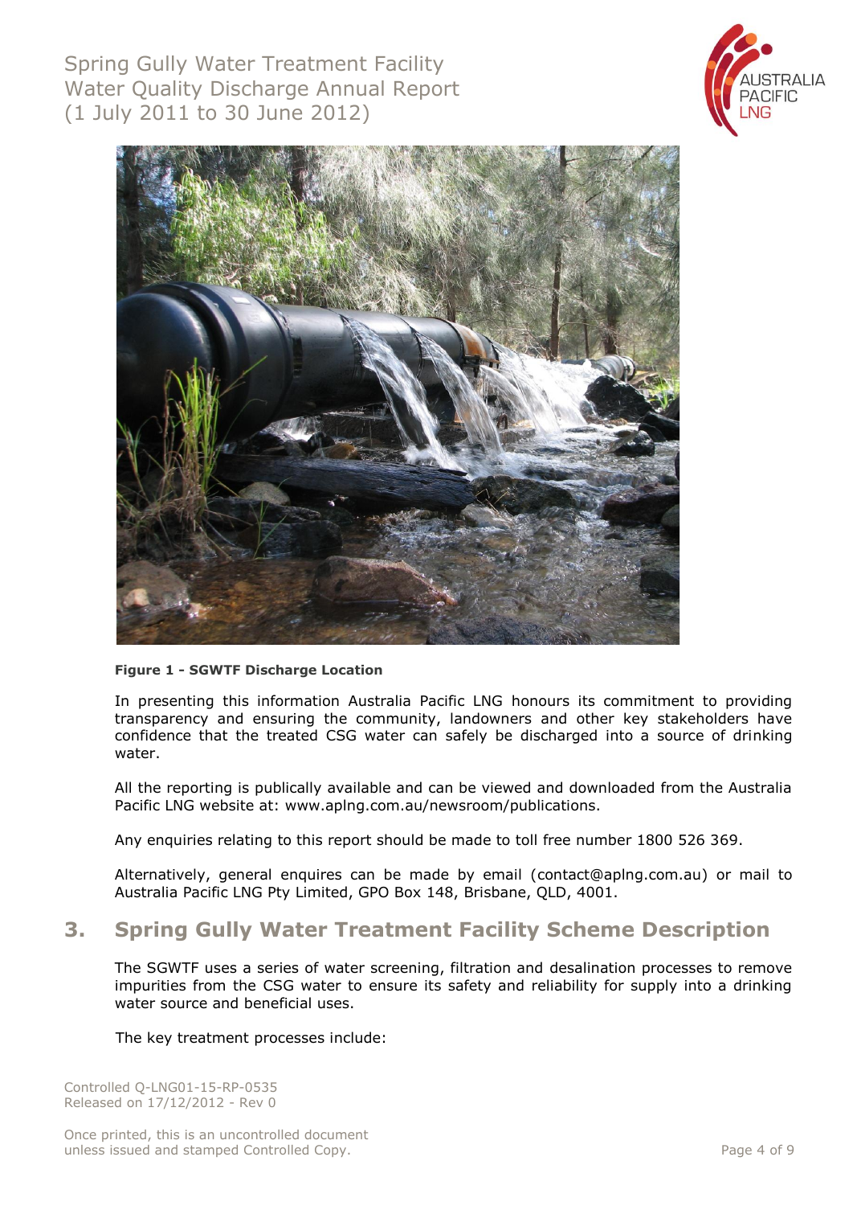**Figure 1 - SGWTF Discharge Location**

In presenting this information Australia Pacific LNG honours its commitment to providing transparency and ensuring the community, landowners and other key stakeholders have confidence that the treated CSG water can safely be discharged into a source of drinking water.

All the reporting is publically available and can be viewed and downloaded from the Australia Pacific LNG website at: www.aplng.com.au/newsroom/publications.

Any enquiries relating to this report should be made to toll free number 1800 526 369.

Alternatively, general enquires can be made by email (contact@aplng.com.au) or mail to Australia Pacific LNG Pty Limited, GPO Box 148, Brisbane, QLD, 4001.

## 3. Spring Gully Water Treatment Facility Scheme Description

The SGWTF uses a series of water screening, filtration and desalination processes to remove impurities from the CSG water to ensure its safety and reliability for supply into a drinking water source and beneficial uses.

The key treatment processes include: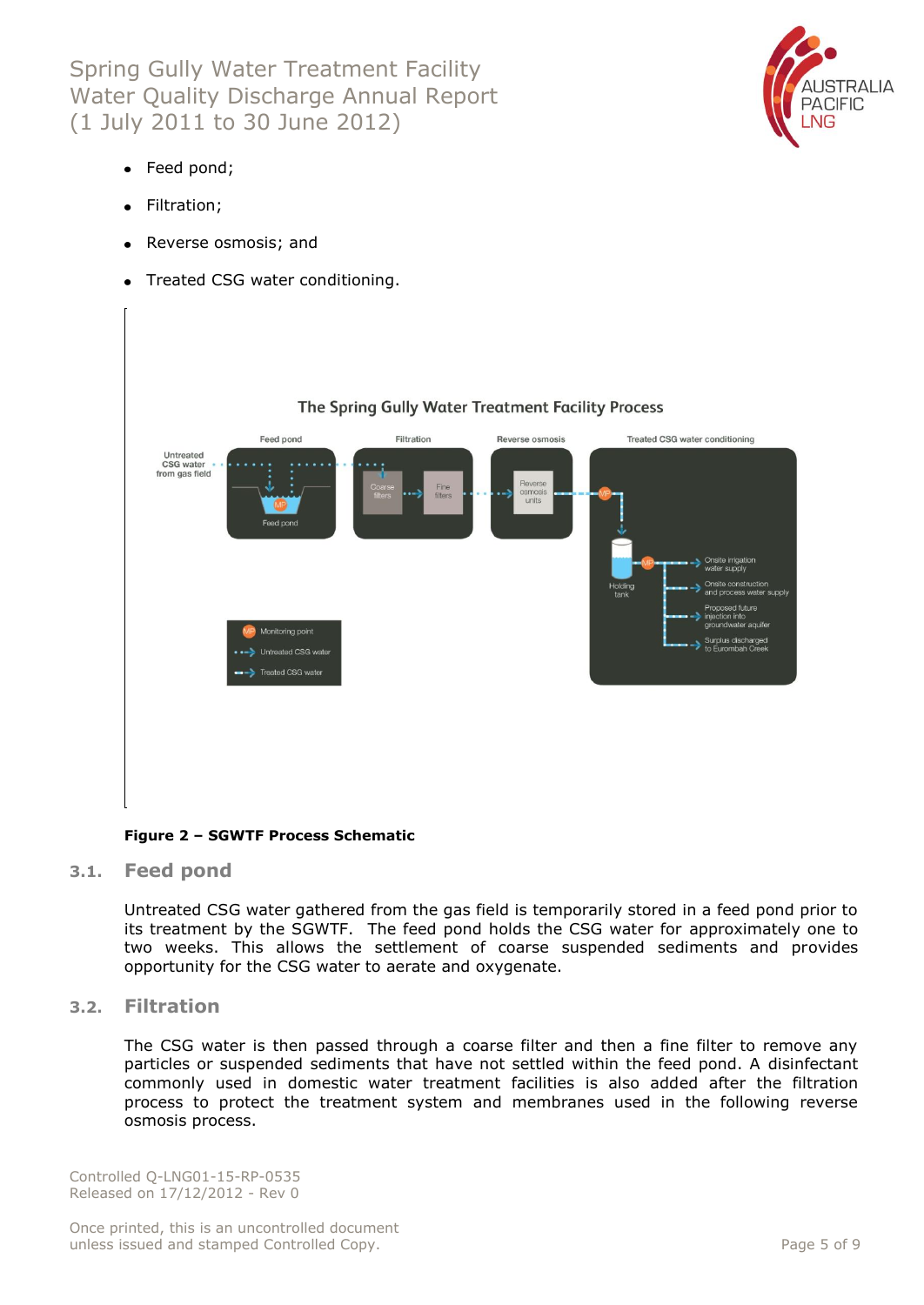- Feed pond;
- Filtration;
- Reverse osmosis; and
- Treated CSG water conditioning.

**Figure 2 – SGWTF Process Schematic**

## 3.1. Feed pond

Untreated CSG water gathered from the gas field is temporarily stored in a feed pond prior to its treatment by the SGWTF. The feed pond holds the CSG water for approximately one to two weeks. This allows the settlement of coarse suspended sediments and provides opportunity for the CSG water to aerate and oxygenate.

## 3.2. Filtration

The CSG water is then passed through a coarse filter and then a fine filter to remove any particles or suspended sediments that have not settled within the feed pond. A disinfectant commonly used in domestic water treatment facilities is also added after the filtration process to protect the treatment system and membranes used in the following reverse osmosis process.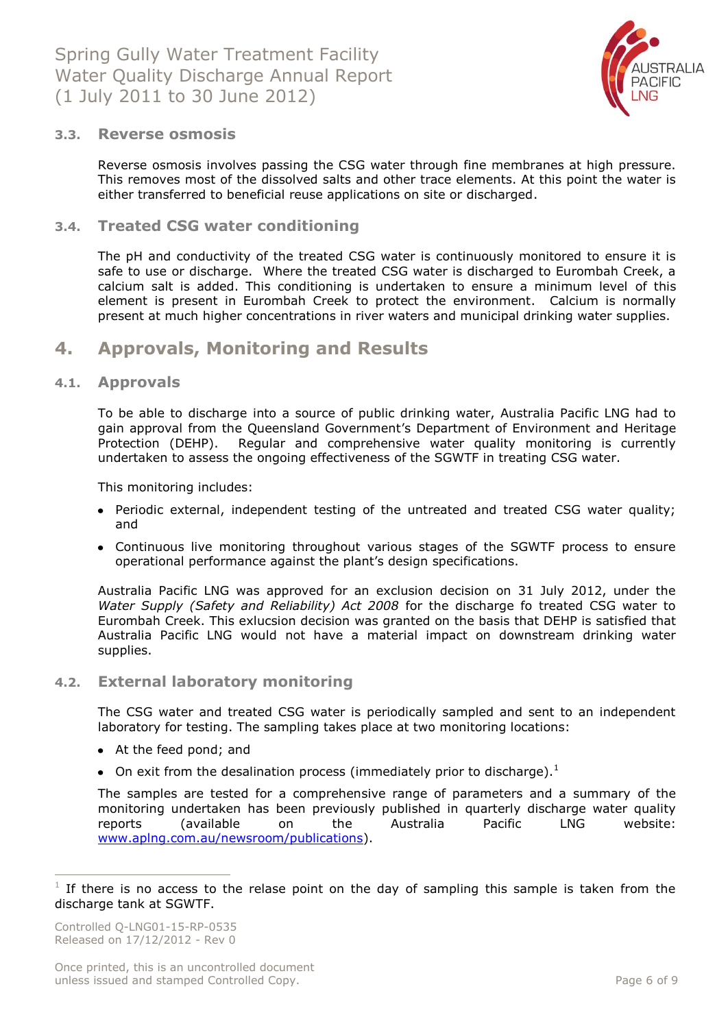### 3.3. Reverse osmosis

Reverse osmosis involves passing the CSG water through fine membranes at high pressure. This removes most of the dissolved salts and other trace elements. At this point the water is either transferred to beneficial reuse applications on site or discharged.

### 3.4. Treated CSG water conditioning

The pH and conductivity of the treated CSG water is continuously monitored to ensure it is safe to use or discharge. Where the treated CSG water is discharged to Eurombah Creek, a calcium salt is added. This conditioning is undertaken to ensure a minimum level of this element is present in Eurombah Creek to protect the environment. Calcium is normally present at much higher concentrations in river waters and municipal drinking water supplies.

## 4. Approvals, Monitoring and Results

### 4.1. Approvals

To be able to discharge into a source of public drinking water, Australia Pacific LNG had to gain approval from the Queensland Government's Department of Environment and Heritage Protection (DEHP). Regular and comprehensive water quality monitoring is currently undertaken to assess the ongoing effectiveness of the SGWTF in treating CSG water.

This monitoring includes:

- Periodic external, independent testing of the untreated and treated CSG water quality; and
- Continuous live monitoring throughout various stages of the SGWTF process to ensure operational performance against the plant's design specifications.

Australia Pacific LNG was approved for an exclusion decision on 31 July 2012, under the *Water Supply (Safety and Reliability) Act 2008* for the discharge fo treated CSG water to Eurombah Creek. This exlucsion decision was granted on the basis that DEHP is satisfied that Australia Pacific LNG would not have a material impact on downstream drinking water supplies.

### 4.2. External laboratory monitoring

The CSG water and treated CSG water is periodically sampled and sent to an independent laboratory for testing. The sampling takes place at two monitoring locations:

- At the feed pond; and
- On exit from the desalination process (immediately prior to discharge).[1]

The samples are tested for a comprehensive range of parameters and a summary of the monitoring undertaken has been previously published in quarterly discharge water quality reports (available on the Australia Pacific LNG website: www.aplng.com.au/newsroom/publications).

[1] If there is no access to the relase point on the day of sampling this sample is taken from the discharge tank at SGWTF.

Controlled Q-LNG01-15-RP-0535
Released on 17/12/2012 - Rev 0

Once printed, this is an uncontrolled document unless issued and stamped Controlled Copy.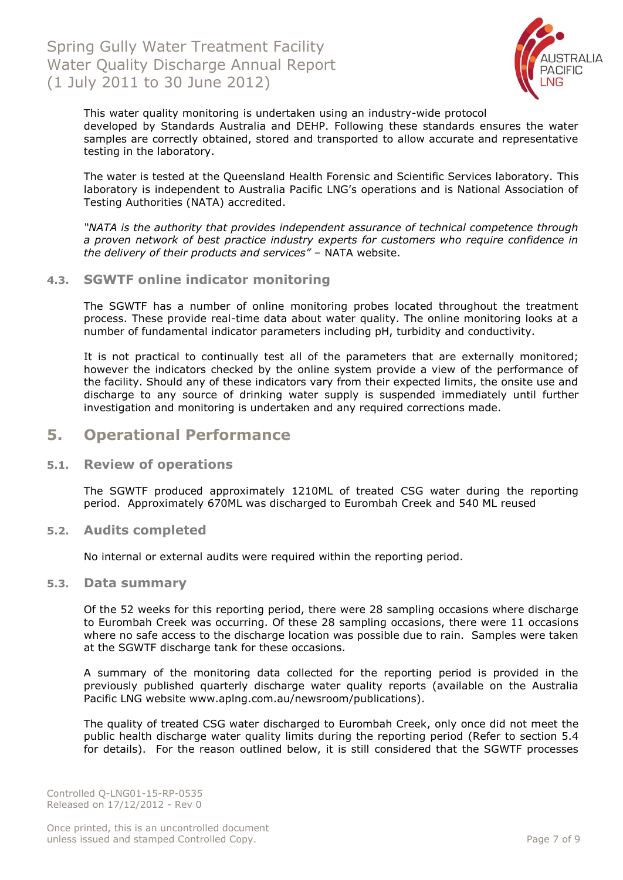This water quality monitoring is undertaken using an industry-wide protocol developed by Standards Australia and DEHP. Following these standards ensures the water samples are correctly obtained, stored and transported to allow accurate and representative testing in the laboratory.

The water is tested at the Queensland Health Forensic and Scientific Services laboratory. This laboratory is independent to Australia Pacific LNG's operations and is National Association of Testing Authorities (NATA) accredited.

*"NATA is the authority that provides independent assurance of technical competence through a proven network of best practice industry experts for customers who require confidence in the delivery of their products and services"* – NATA website.

### 4.3. SGWTF online indicator monitoring

The SGWTF has a number of online monitoring probes located throughout the treatment process. These provide real-time data about water quality. The online monitoring looks at a number of fundamental indicator parameters including pH, turbidity and conductivity.

It is not practical to continually test all of the parameters that are externally monitored; however the indicators checked by the online system provide a view of the performance of the facility. Should any of these indicators vary from their expected limits, the onsite use and discharge to any source of drinking water supply is suspended immediately until further investigation and monitoring is undertaken and any required corrections made.

## 5. Operational Performance

### 5.1. Review of operations

The SGWTF produced approximately 1210ML of treated CSG water during the reporting period. Approximately 670ML was discharged to Eurombah Creek and 540 ML reused

### 5.2. Audits completed

No internal or external audits were required within the reporting period.

### 5.3. Data summary

Of the 52 weeks for this reporting period, there were 28 sampling occasions where discharge to Eurombah Creek was occurring. Of these 28 sampling occasions, there were 11 occasions where no safe access to the discharge location was possible due to rain. Samples were taken at the SGWTF discharge tank for these occasions.

A summary of the monitoring data collected for the reporting period is provided in the previously published quarterly discharge water quality reports (available on the Australia Pacific LNG website www.aplng.com.au/newsroom/publications).

The quality of treated CSG water discharged to Eurombah Creek, only once did not meet the public health discharge water quality limits during the reporting period (Refer to section 5.4 for details). For the reason outlined below, it is still considered that the SGWTF processes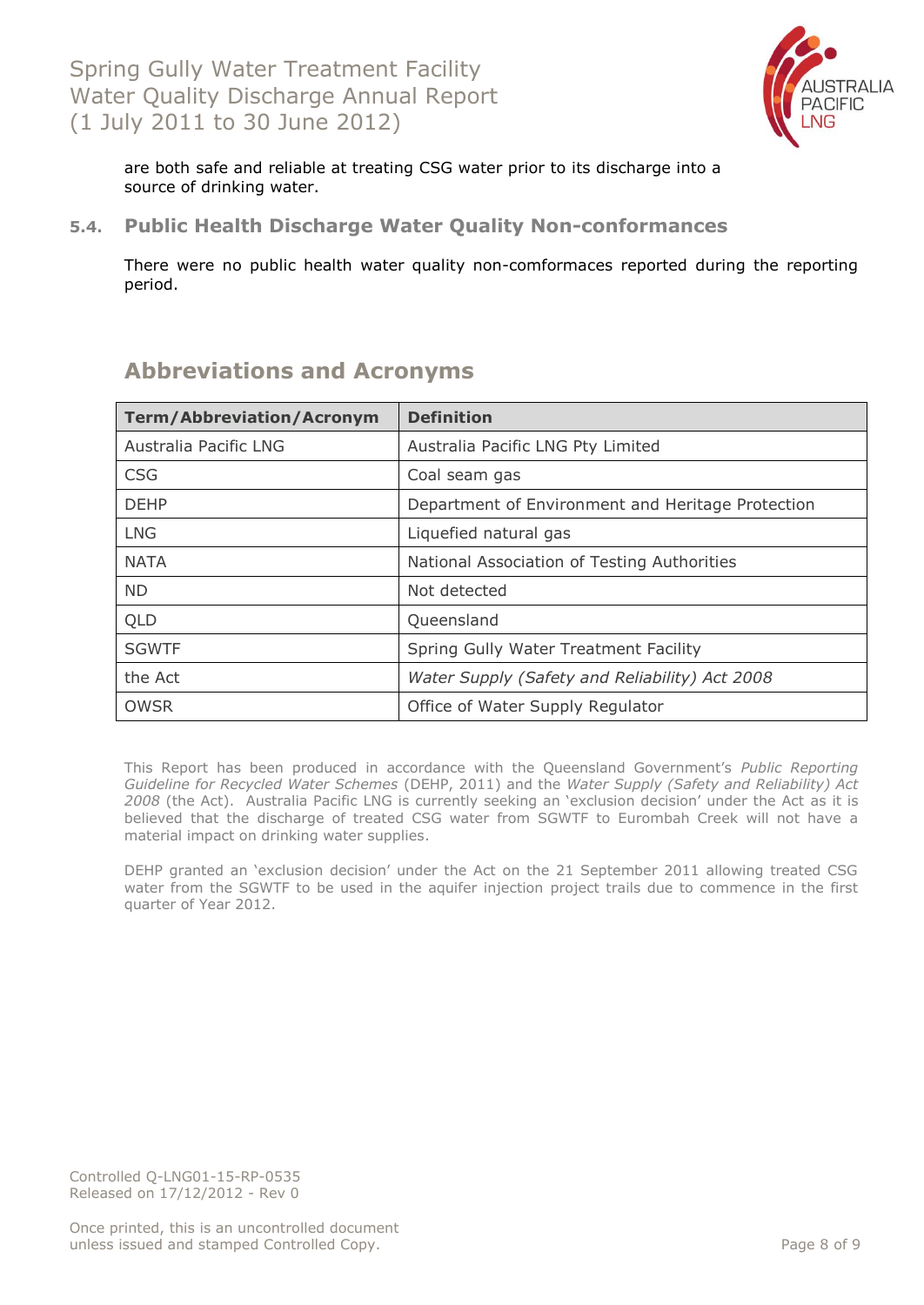are both safe and reliable at treating CSG water prior to its discharge into a source of drinking water.

### 5.4. Public Health Discharge Water Quality Non-conformances

There were no public health water quality non-comformaces reported during the reporting period.

## Abbreviations and Acronyms

| Term/Abbreviation/Acronym | Definition |
|---|---|
| Australia Pacific LNG | Australia Pacific LNG Pty Limited |
| CSG | Coal seam gas |
| DEHP | Department of Environment and Heritage Protection |
| LNG | Liquefied natural gas |
| NATA | National Association of Testing Authorities |
| ND | Not detected |
| QLD | Queensland |
| SGWTF | Spring Gully Water Treatment Facility |
| the Act | *Water Supply (Safety and Reliability) Act 2008* |
| OWSR | Office of Water Supply Regulator |

This Report has been produced in accordance with the Queensland Government's *Public Reporting Guideline for Recycled Water Schemes* (DEHP, 2011) and the *Water Supply (Safety and Reliability) Act 2008* (the Act). Australia Pacific LNG is currently seeking an 'exclusion decision' under the Act as it is believed that the discharge of treated CSG water from SGWTF to Eurombah Creek will not have a material impact on drinking water supplies.

DEHP granted an 'exclusion decision' under the Act on the 21 September 2011 allowing treated CSG water from the SGWTF to be used in the aquifer injection project trails due to commence in the first quarter of Year 2012.

Controlled Q-LNG01-15-RP-0535
Released on 17/12/2012 - Rev 0

Once printed, this is an uncontrolled document unless issued and stamped Controlled Copy.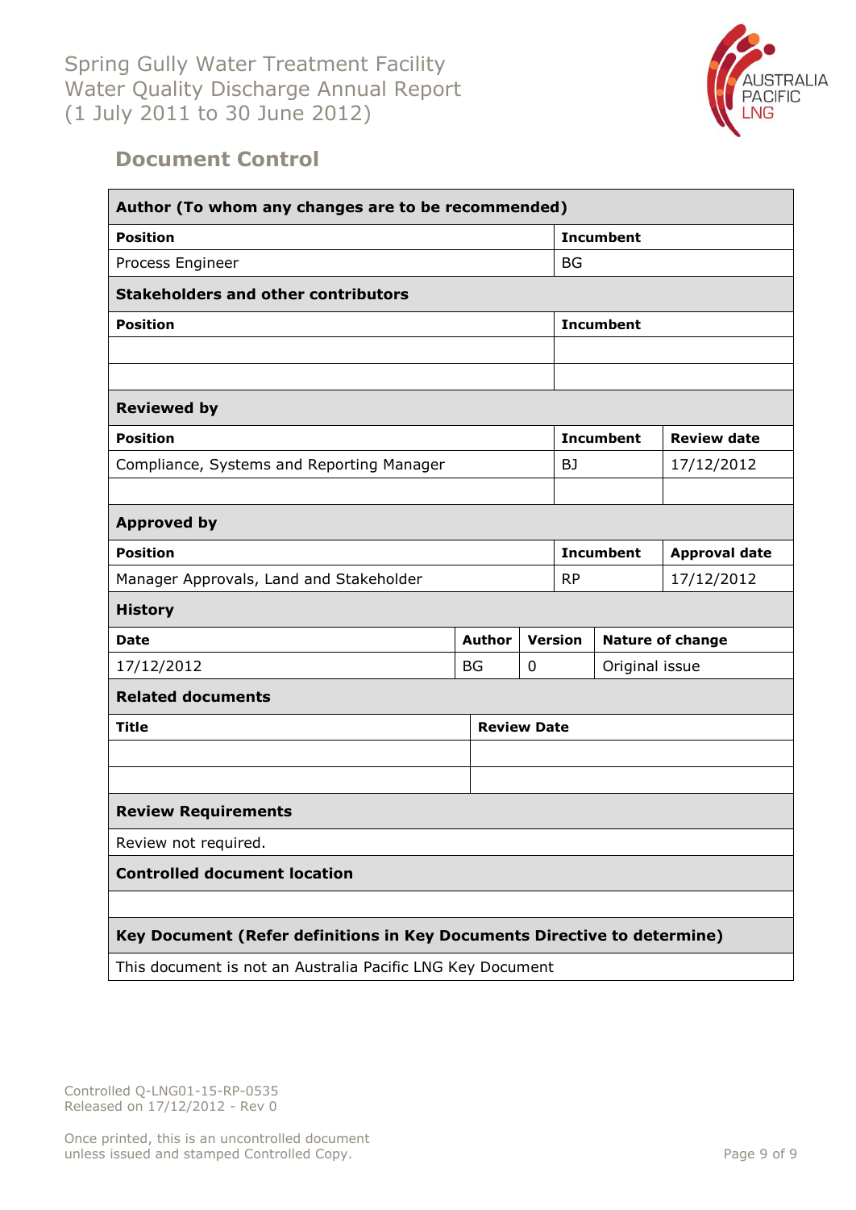## Document Control

| Author (To whom any changes are to be recommended) | |
|---|---|
| **Position** | **Incumbent** |
| Process Engineer | BG |

| Stakeholders and other contributors | |
|---|---|
| **Position** | **Incumbent** |
| | |
| | |

| Reviewed by | | |
|---|---|---|
| **Position** | **Incumbent** | **Review date** |
| Compliance, Systems and Reporting Manager | BJ | 17/12/2012 |
| | | |

| Approved by | | |
|---|---|---|
| **Position** | **Incumbent** | **Approval date** |
| Manager Approvals, Land and Stakeholder | RP | 17/12/2012 |

| History | | | |
|---|---|---|---|
| **Date** | **Author** | **Version** | **Nature of change** |
| 17/12/2012 | BG | 0 | Original issue |

| Related documents | |
|---|---|
| **Title** | **Review Date** |
| | |
| | |

| Review Requirements |
|---|
| Review not required. |

| Controlled document location |
|---|
| |

| Key Document (Refer definitions in Key Documents Directive to determine) |
|---|
| This document is not an Australia Pacific LNG Key Document |

Controlled Q-LNG01-15-RP-0535
Released on 17/12/2012 - Rev 0

Once printed, this is an uncontrolled document unless issued and stamped Controlled Copy.